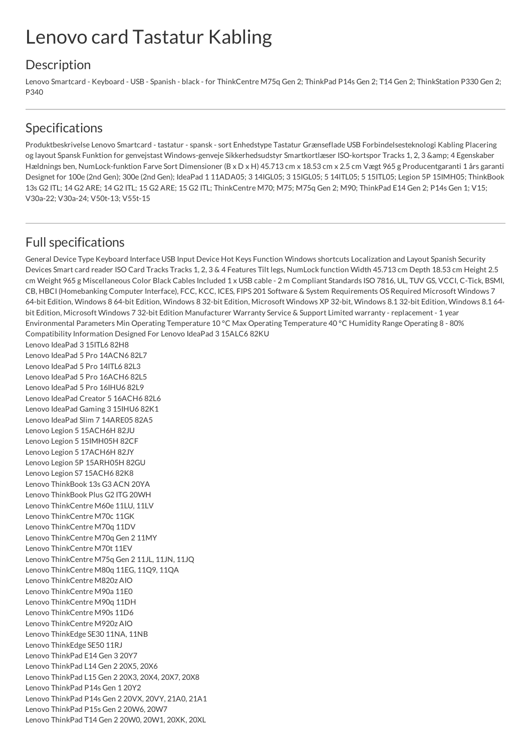# Lenovo card Tastatur Kabling

## Description

Lenovo Smartcard - Keyboard - USB - Spanish - black - for ThinkCentre M75q Gen 2; ThinkPad P14s Gen 2; T14 Gen 2; ThinkStation P330 Gen 2; P340

---

## Specifications

Produktbeskrivelse Lenovo Smartcard - tastatur - spansk - sort Enhedstype Tastatur Grænseflade USB Forbindelsesteknologi Kabling Placering og layout Spansk Funktion for genvejstast Windows-genveje Sikkerhedsudstyr Smartkortlæser ISO-kortspor Tracks 1, 2, 3 &amp; 4 Egenskaber Hældnings ben, NumLock-funktion Farve Sort Dimensioner (B x D x H) 45.713 cm x 18.53 cm x 2.5 cm Vægt 965 g Producentgaranti 1 års garanti Designet for 100e (2nd Gen); 300e (2nd Gen); IdeaPad 1 11ADA05; 3 14IGL05; 3 15IGL05; 5 14ITL05; 5 15ITL05; Legion 5P 15IMH05; ThinkBook 13s G2 ITL; 14 G2 ARE; 14 G2 ITL; 15 G2 ARE; 15 G2 ITL; ThinkCentre M70; M75; M75q Gen 2; M90; ThinkPad E14 Gen 2; P14s Gen 1; V15; V30a-22; V30a-24; V50t-13; V55t-15

---

## Full specifications

General Device Type Keyboard Interface USB Input Device Hot Keys Function Windows shortcuts Localization and Layout Spanish Security Devices Smart card reader ISO Card Tracks Tracks 1, 2, 3 & 4 Features Tilt legs, NumLock function Width 45.713 cm Depth 18.53 cm Height 2.5 cm Weight 965 g Miscellaneous Color Black Cables Included 1 x USB cable - 2 m Compliant Standards ISO 7816, UL, TUV GS, VCCI, C-Tick, BSMI, CB, HBCI (Homebanking Computer Interface), FCC, KCC, ICES, FIPS 201 Software & System Requirements OS Required Microsoft Windows 7 64-bit Edition, Windows 8 64-bit Edition, Windows 8 32-bit Edition, Microsoft Windows XP 32-bit, Windows 8.1 32-bit Edition, Windows 8.1 64-bit Edition, Microsoft Windows 7 32-bit Edition Manufacturer Warranty Service & Support Limited warranty - replacement - 1 year Environmental Parameters Min Operating Temperature 10 °C Max Operating Temperature 40 °C Humidity Range Operating 8 - 80% Compatibility Information Designed For Lenovo IdeaPad 3 15ALC6 82KU
Lenovo IdeaPad 3 15ITL6 82H8
Lenovo IdeaPad 5 Pro 14ACN6 82L7
Lenovo IdeaPad 5 Pro 14ITL6 82L3
Lenovo IdeaPad 5 Pro 16ACH6 82L5
Lenovo IdeaPad 5 Pro 16IHU6 82L9
Lenovo IdeaPad Creator 5 16ACH6 82L6
Lenovo IdeaPad Gaming 3 15IHU6 82K1
Lenovo IdeaPad Slim 7 14ARE05 82A5
Lenovo Legion 5 15ACH6H 82JU
Lenovo Legion 5 15IMH05H 82CF
Lenovo Legion 5 17ACH6H 82JY
Lenovo Legion 5P 15ARH05H 82GU
Lenovo Legion S7 15ACH6 82K8
Lenovo ThinkBook 13s G3 ACN 20YA
Lenovo ThinkBook Plus G2 ITG 20WH
Lenovo ThinkCentre M60e 11LU, 11LV
Lenovo ThinkCentre M70c 11GK
Lenovo ThinkCentre M70q 11DV
Lenovo ThinkCentre M70q Gen 2 11MY
Lenovo ThinkCentre M70t 11EV
Lenovo ThinkCentre M75q Gen 2 11JL, 11JN, 11JQ
Lenovo ThinkCentre M80q 11EG, 11Q9, 11QA
Lenovo ThinkCentre M820z AIO
Lenovo ThinkCentre M90a 11E0
Lenovo ThinkCentre M90q 11DH
Lenovo ThinkCentre M90s 11D6
Lenovo ThinkCentre M920z AIO
Lenovo ThinkEdge SE30 11NA, 11NB
Lenovo ThinkEdge SE50 11RJ
Lenovo ThinkPad E14 Gen 3 20Y7
Lenovo ThinkPad L14 Gen 2 20X5, 20X6
Lenovo ThinkPad L15 Gen 2 20X3, 20X4, 20X7, 20X8
Lenovo ThinkPad P14s Gen 1 20Y2
Lenovo ThinkPad P14s Gen 2 20VX, 20VY, 21A0, 21A1
Lenovo ThinkPad P15s Gen 2 20W6, 20W7
Lenovo ThinkPad T14 Gen 2 20W0, 20W1, 20XK, 20XL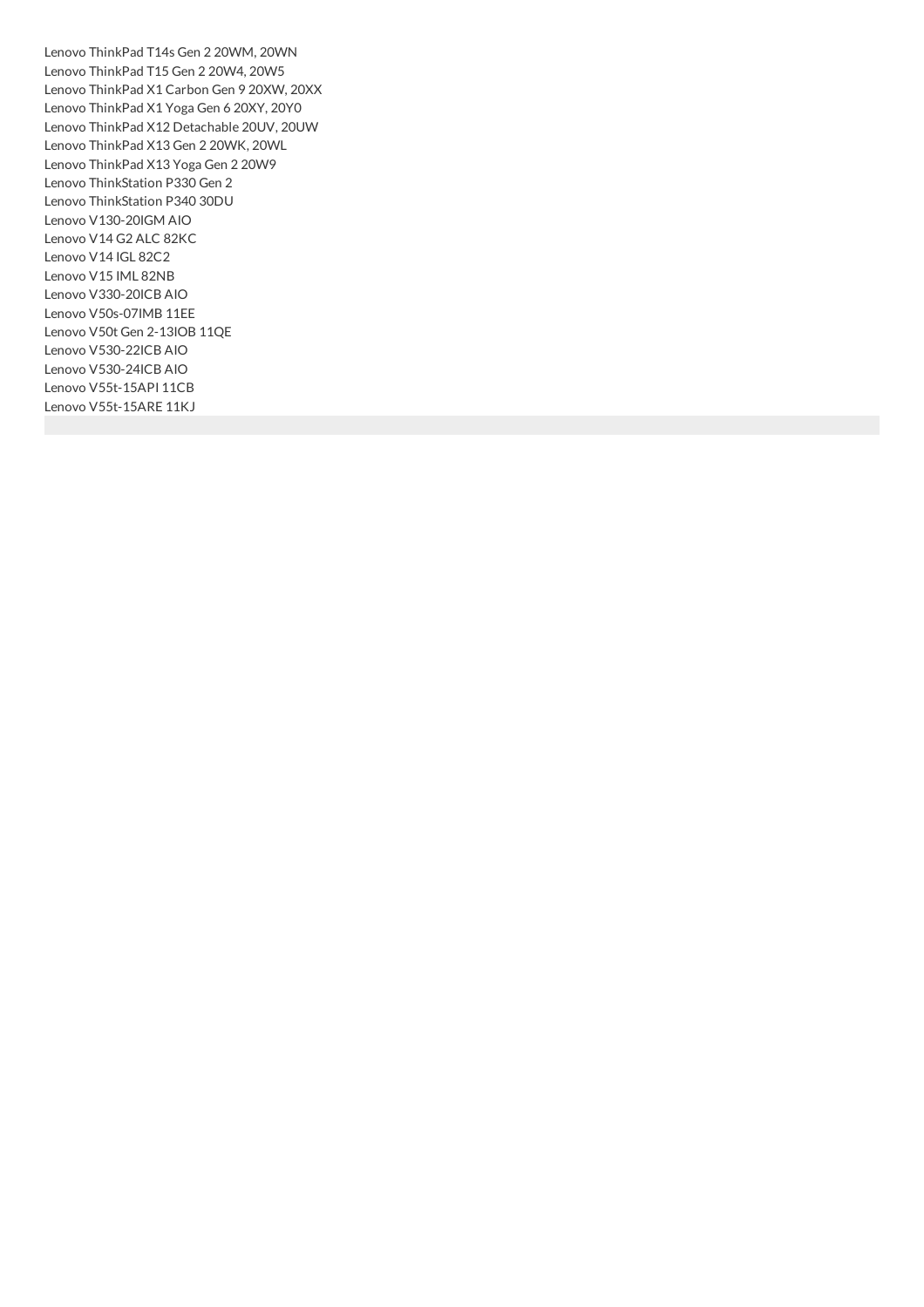Lenovo ThinkPad T14s Gen 2 20WM, 20WN
Lenovo ThinkPad T15 Gen 2 20W4, 20W5
Lenovo ThinkPad X1 Carbon Gen 9 20XW, 20XX
Lenovo ThinkPad X1 Yoga Gen 6 20XY, 20Y0
Lenovo ThinkPad X12 Detachable 20UV, 20UW
Lenovo ThinkPad X13 Gen 2 20WK, 20WL
Lenovo ThinkPad X13 Yoga Gen 2 20W9
Lenovo ThinkStation P330 Gen 2
Lenovo ThinkStation P340 30DU
Lenovo V130-20IGM AIO
Lenovo V14 G2 ALC 82KC
Lenovo V14 IGL 82C2
Lenovo V15 IML 82NB
Lenovo V330-20ICB AIO
Lenovo V50s-07IMB 11EE
Lenovo V50t Gen 2-13IOB 11QE
Lenovo V530-22ICB AIO
Lenovo V530-24ICB AIO
Lenovo V55t-15API 11CB
Lenovo V55t-15ARE 11KJ